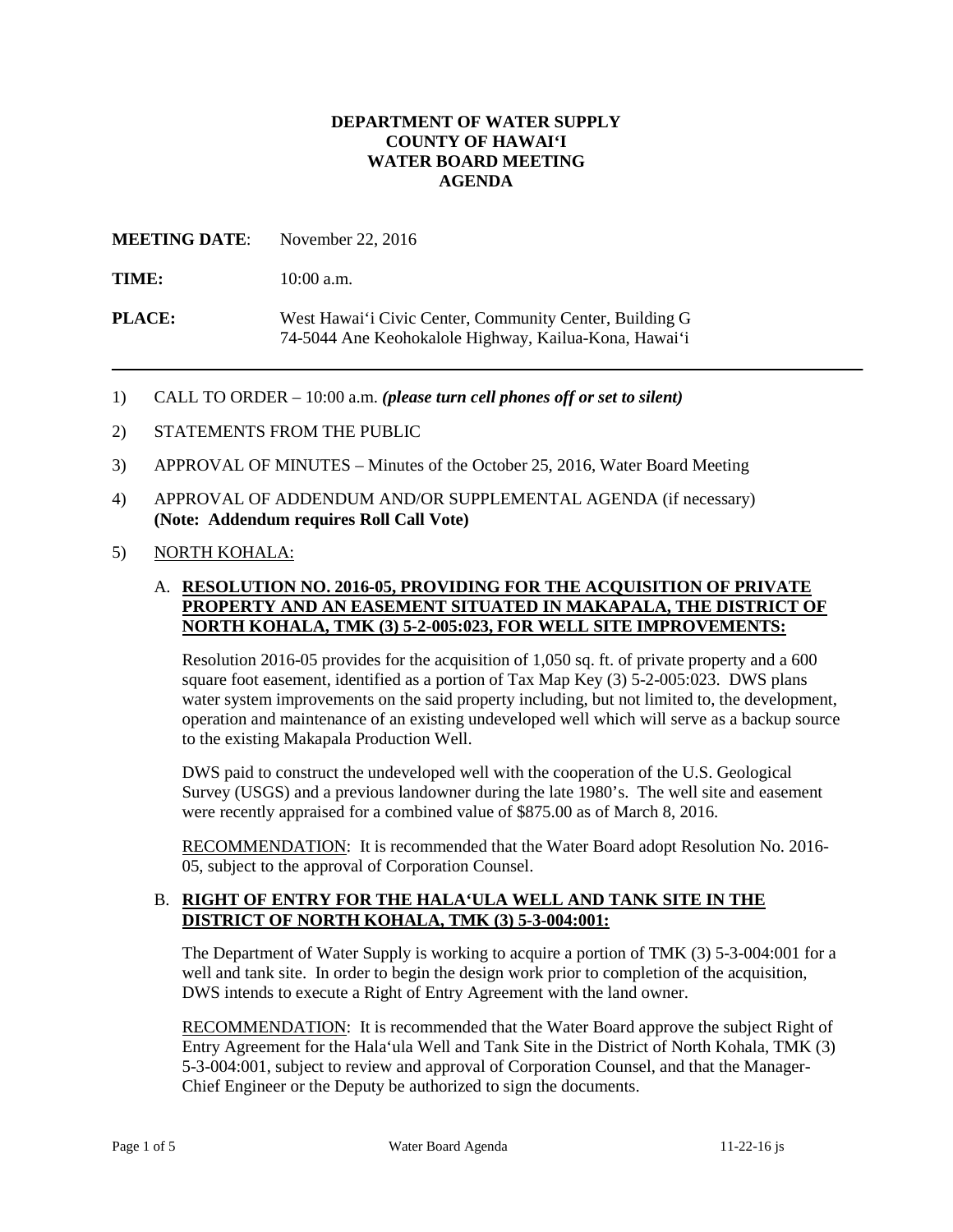# DEPARTMENT OF WATER SUPPLY
# COUNTY OF HAWAIʻI
# WATER BOARD MEETING
# AGENDA

**MEETING DATE**: November 22, 2016

**TIME:** 10:00 a.m.

**PLACE:** West Hawaiʻi Civic Center, Community Center, Building G
74-5044 Ane Keohokalole Highway, Kailua-Kona, Hawaiʻi

---

1) CALL TO ORDER – 10:00 a.m. ***(please turn cell phones off or set to silent)***

2) STATEMENTS FROM THE PUBLIC

3) APPROVAL OF MINUTES – Minutes of the October 25, 2016, Water Board Meeting

4) APPROVAL OF ADDENDUM AND/OR SUPPLEMENTAL AGENDA (if necessary) **(Note: Addendum requires Roll Call Vote)**

5) NORTH KOHALA:

   A. **RESOLUTION NO. 2016-05, PROVIDING FOR THE ACQUISITION OF PRIVATE PROPERTY AND AN EASEMENT SITUATED IN MAKAPALA, THE DISTRICT OF NORTH KOHALA, TMK (3) 5-2-005:023, FOR WELL SITE IMPROVEMENTS:**

   Resolution 2016-05 provides for the acquisition of 1,050 sq. ft. of private property and a 600 square foot easement, identified as a portion of Tax Map Key (3) 5-2-005:023. DWS plans water system improvements on the said property including, but not limited to, the development, operation and maintenance of an existing undeveloped well which will serve as a backup source to the existing Makapala Production Well.

   DWS paid to construct the undeveloped well with the cooperation of the U.S. Geological Survey (USGS) and a previous landowner during the late 1980's. The well site and easement were recently appraised for a combined value of $875.00 as of March 8, 2016.

   RECOMMENDATION: It is recommended that the Water Board adopt Resolution No. 2016-05, subject to the approval of Corporation Counsel.

   B. **RIGHT OF ENTRY FOR THE HALAʻULA WELL AND TANK SITE IN THE DISTRICT OF NORTH KOHALA, TMK (3) 5-3-004:001:**

   The Department of Water Supply is working to acquire a portion of TMK (3) 5-3-004:001 for a well and tank site. In order to begin the design work prior to completion of the acquisition, DWS intends to execute a Right of Entry Agreement with the land owner.

   RECOMMENDATION: It is recommended that the Water Board approve the subject Right of Entry Agreement for the Halaʻula Well and Tank Site in the District of North Kohala, TMK (3) 5-3-004:001, subject to review and approval of Corporation Counsel, and that the Manager-Chief Engineer or the Deputy be authorized to sign the documents.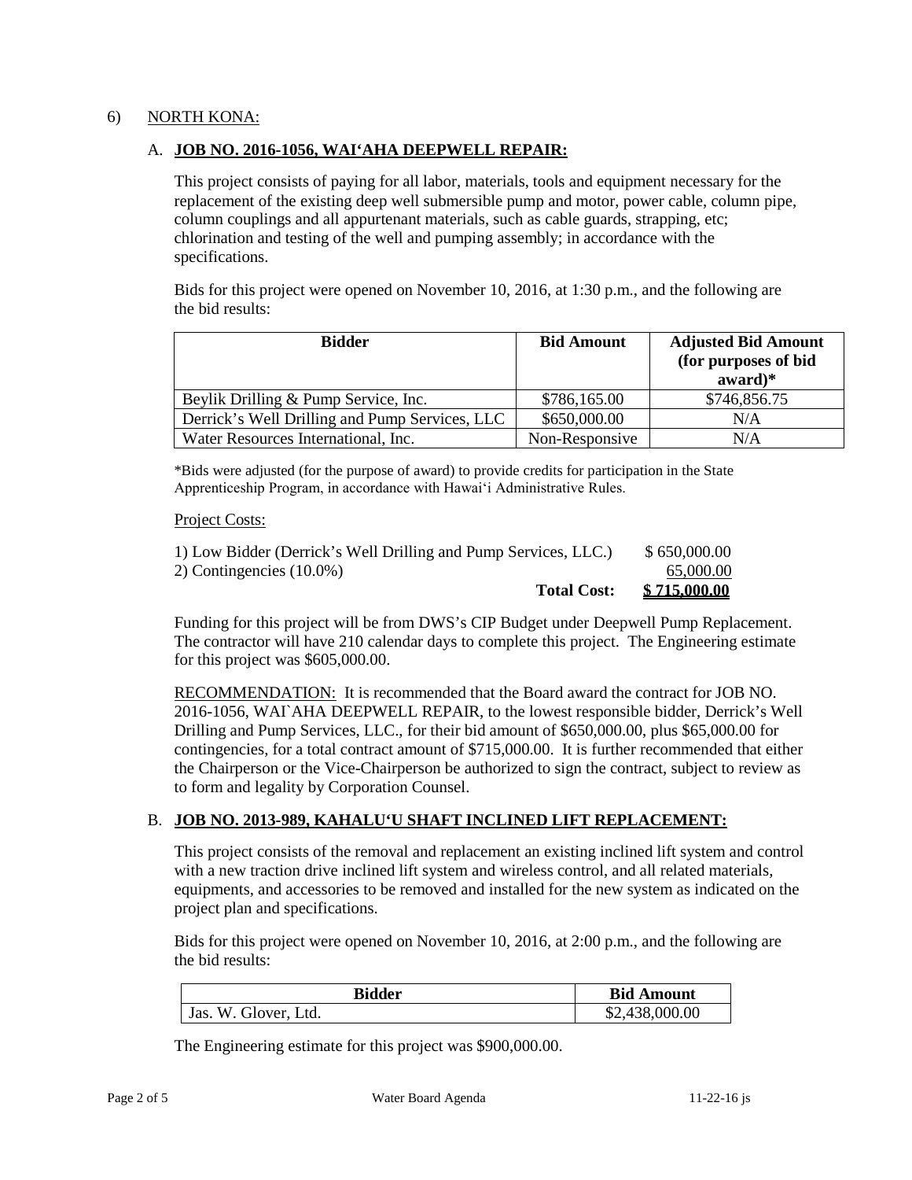6) NORTH KONA:

A. **JOB NO. 2016-1056, WAI‘AHA DEEPWELL REPAIR:**

This project consists of paying for all labor, materials, tools and equipment necessary for the replacement of the existing deep well submersible pump and motor, power cable, column pipe, column couplings and all appurtenant materials, such as cable guards, strapping, etc; chlorination and testing of the well and pumping assembly; in accordance with the specifications.

Bids for this project were opened on November 10, 2016, at 1:30 p.m., and the following are the bid results:

| Bidder | Bid Amount | Adjusted Bid Amount (for purposes of bid award)* |
|---|---|---|
| Beylik Drilling & Pump Service, Inc. | $786,165.00 | $746,856.75 |
| Derrick's Well Drilling and Pump Services, LLC | $650,000.00 | N/A |
| Water Resources International, Inc. | Non-Responsive | N/A |

*Bids were adjusted (for the purpose of award) to provide credits for participation in the State Apprenticeship Program, in accordance with Hawai‘i Administrative Rules.

Project Costs:

| | |
|---|---|
| 1) Low Bidder (Derrick's Well Drilling and Pump Services, LLC.) | $ 650,000.00 |
| 2) Contingencies (10.0%) | 65,000.00 |
| **Total Cost:** | **$ 715,000.00** |

Funding for this project will be from DWS's CIP Budget under Deepwell Pump Replacement. The contractor will have 210 calendar days to complete this project. The Engineering estimate for this project was $605,000.00.

RECOMMENDATION: It is recommended that the Board award the contract for JOB NO. 2016-1056, WAI`AHA DEEPWELL REPAIR, to the lowest responsible bidder, Derrick's Well Drilling and Pump Services, LLC., for their bid amount of $650,000.00, plus $65,000.00 for contingencies, for a total contract amount of $715,000.00. It is further recommended that either the Chairperson or the Vice-Chairperson be authorized to sign the contract, subject to review as to form and legality by Corporation Counsel.

B. **JOB NO. 2013-989, KAHALU‘U SHAFT INCLINED LIFT REPLACEMENT:**

This project consists of the removal and replacement an existing inclined lift system and control with a new traction drive inclined lift system and wireless control, and all related materials, equipments, and accessories to be removed and installed for the new system as indicated on the project plan and specifications.

Bids for this project were opened on November 10, 2016, at 2:00 p.m., and the following are the bid results:

| Bidder | Bid Amount |
|---|---|
| Jas. W. Glover, Ltd. | $2,438,000.00 |

The Engineering estimate for this project was $900,000.00.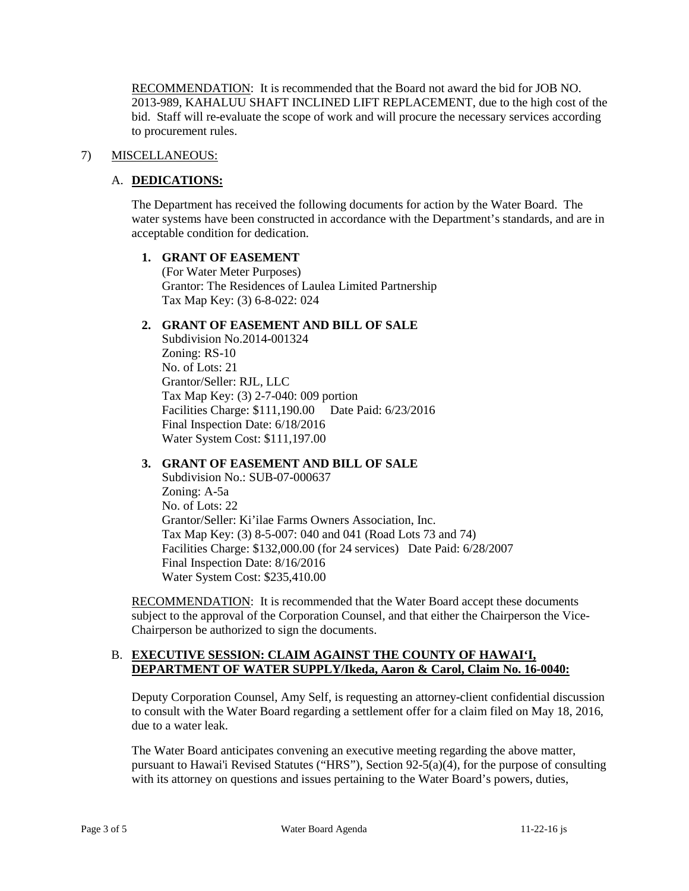RECOMMENDATION: It is recommended that the Board not award the bid for JOB NO. 2013-989, KAHALUU SHAFT INCLINED LIFT REPLACEMENT, due to the high cost of the bid. Staff will re-evaluate the scope of work and will procure the necessary services according to procurement rules.

7) MISCELLANEOUS:

A. **DEDICATIONS:**

The Department has received the following documents for action by the Water Board. The water systems have been constructed in accordance with the Department's standards, and are in acceptable condition for dedication.

**1. GRANT OF EASEMENT**
(For Water Meter Purposes)
Grantor: The Residences of Laulea Limited Partnership
Tax Map Key: (3) 6-8-022: 024

**2. GRANT OF EASEMENT AND BILL OF SALE**
Subdivision No.2014-001324
Zoning: RS-10
No. of Lots: 21
Grantor/Seller: RJL, LLC
Tax Map Key: (3) 2-7-040: 009 portion
Facilities Charge: $111,190.00 Date Paid: 6/23/2016
Final Inspection Date: 6/18/2016
Water System Cost: $111,197.00

**3. GRANT OF EASEMENT AND BILL OF SALE**
Subdivision No.: SUB-07-000637
Zoning: A-5a
No. of Lots: 22
Grantor/Seller: Ki'ilae Farms Owners Association, Inc.
Tax Map Key: (3) 8-5-007: 040 and 041 (Road Lots 73 and 74)
Facilities Charge: $132,000.00 (for 24 services) Date Paid: 6/28/2007
Final Inspection Date: 8/16/2016
Water System Cost: $235,410.00

RECOMMENDATION: It is recommended that the Water Board accept these documents subject to the approval of the Corporation Counsel, and that either the Chairperson the Vice-Chairperson be authorized to sign the documents.

B. **EXECUTIVE SESSION: CLAIM AGAINST THE COUNTY OF HAWAI'I, DEPARTMENT OF WATER SUPPLY/Ikeda, Aaron & Carol, Claim No. 16-0040:**

Deputy Corporation Counsel, Amy Self, is requesting an attorney-client confidential discussion to consult with the Water Board regarding a settlement offer for a claim filed on May 18, 2016, due to a water leak.

The Water Board anticipates convening an executive meeting regarding the above matter, pursuant to Hawai'i Revised Statutes ("HRS"), Section 92-5(a)(4), for the purpose of consulting with its attorney on questions and issues pertaining to the Water Board's powers, duties,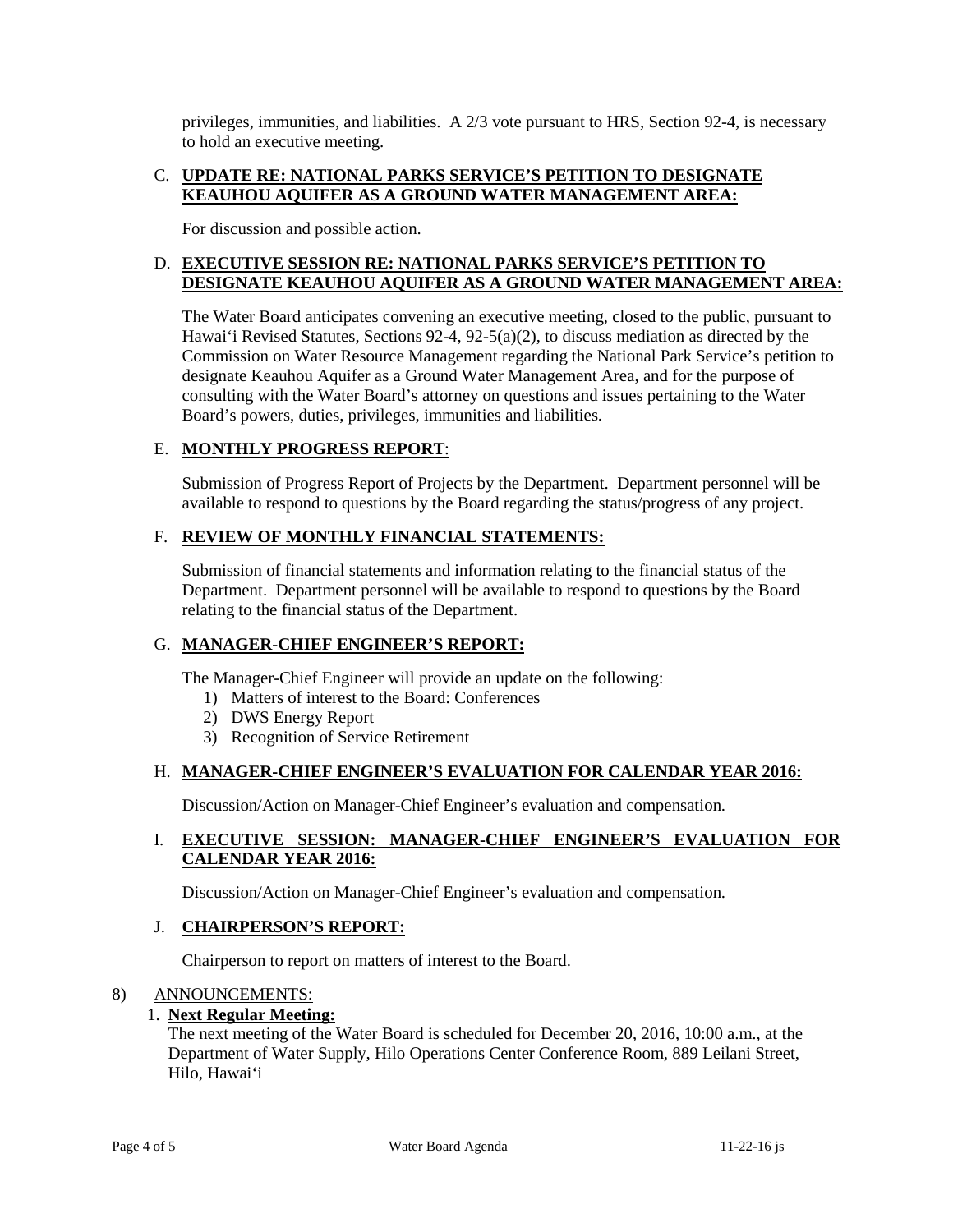privileges, immunities, and liabilities. A 2/3 vote pursuant to HRS, Section 92-4, is necessary to hold an executive meeting.

C. **UPDATE RE: NATIONAL PARKS SERVICE'S PETITION TO DESIGNATE KEAUHOU AQUIFER AS A GROUND WATER MANAGEMENT AREA:**

For discussion and possible action.

D. **EXECUTIVE SESSION RE: NATIONAL PARKS SERVICE'S PETITION TO DESIGNATE KEAUHOU AQUIFER AS A GROUND WATER MANAGEMENT AREA:**

The Water Board anticipates convening an executive meeting, closed to the public, pursuant to Hawai'i Revised Statutes, Sections 92-4, 92-5(a)(2), to discuss mediation as directed by the Commission on Water Resource Management regarding the National Park Service's petition to designate Keauhou Aquifer as a Ground Water Management Area, and for the purpose of consulting with the Water Board's attorney on questions and issues pertaining to the Water Board's powers, duties, privileges, immunities and liabilities.

E. **MONTHLY PROGRESS REPORT**:

Submission of Progress Report of Projects by the Department. Department personnel will be available to respond to questions by the Board regarding the status/progress of any project.

F. **REVIEW OF MONTHLY FINANCIAL STATEMENTS:**

Submission of financial statements and information relating to the financial status of the Department. Department personnel will be available to respond to questions by the Board relating to the financial status of the Department.

G. **MANAGER-CHIEF ENGINEER'S REPORT:**

The Manager-Chief Engineer will provide an update on the following:

1) Matters of interest to the Board: Conferences
2) DWS Energy Report
3) Recognition of Service Retirement

H. **MANAGER-CHIEF ENGINEER'S EVALUATION FOR CALENDAR YEAR 2016:**

Discussion/Action on Manager-Chief Engineer's evaluation and compensation.

I. **EXECUTIVE SESSION: MANAGER-CHIEF ENGINEER'S EVALUATION FOR CALENDAR YEAR 2016:**

Discussion/Action on Manager-Chief Engineer's evaluation and compensation.

J. **CHAIRPERSON'S REPORT:**

Chairperson to report on matters of interest to the Board.

8) ANNOUNCEMENTS:

1. **Next Regular Meeting:**
   The next meeting of the Water Board is scheduled for December 20, 2016, 10:00 a.m., at the Department of Water Supply, Hilo Operations Center Conference Room, 889 Leilani Street, Hilo, Hawai'i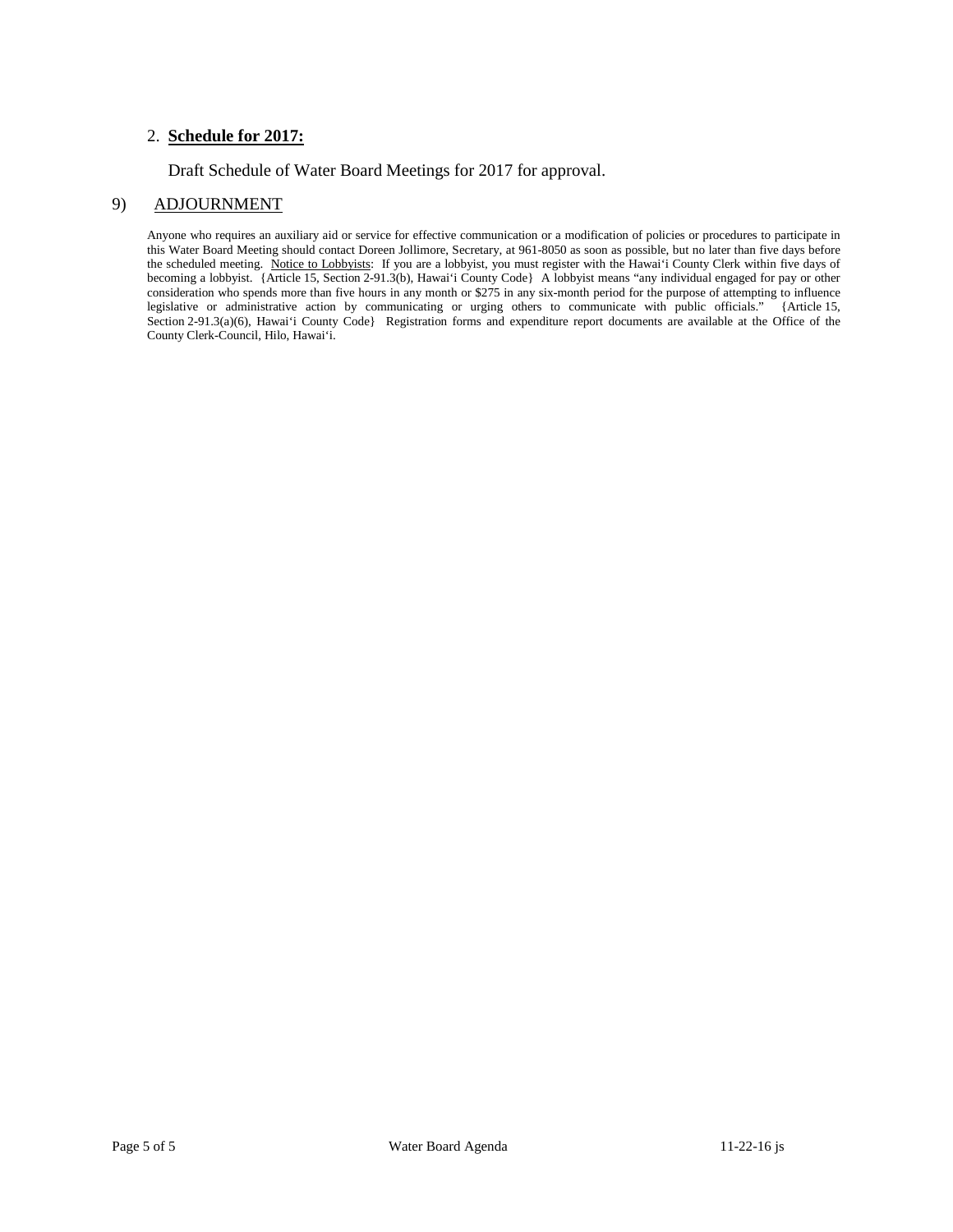2. **Schedule for 2017:**

Draft Schedule of Water Board Meetings for 2017 for approval.

## 9) ADJOURNMENT

Anyone who requires an auxiliary aid or service for effective communication or a modification of policies or procedures to participate in this Water Board Meeting should contact Doreen Jollimore, Secretary, at 961-8050 as soon as possible, but no later than five days before the scheduled meeting. Notice to Lobbyists: If you are a lobbyist, you must register with the Hawai'i County Clerk within five days of becoming a lobbyist. {Article 15, Section 2-91.3(b), Hawai'i County Code} A lobbyist means "any individual engaged for pay or other consideration who spends more than five hours in any month or $275 in any six-month period for the purpose of attempting to influence legislative or administrative action by communicating or urging others to communicate with public officials." {Article 15, Section 2-91.3(a)(6), Hawai'i County Code} Registration forms and expenditure report documents are available at the Office of the County Clerk-Council, Hilo, Hawai'i.